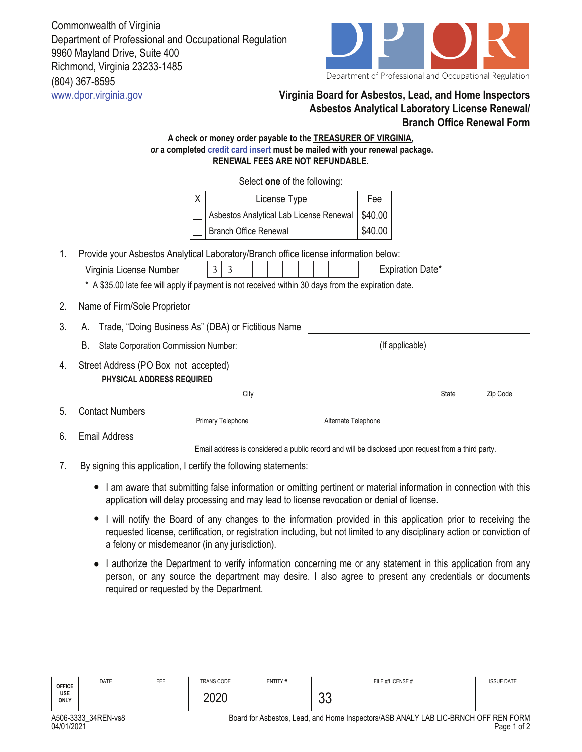Commonwealth of Virginia
Department of Professional and Occupational Regulation
9960 Mayland Drive, Suite 400
Richmond, Virginia 23233-1485
(804) 367-8595
www.dpor.virginia.gov

Department of Professional and Occupational Regulation

# Virginia Board for Asbestos, Lead, and Home Inspectors
## Asbestos Analytical Laboratory License Renewal/ Branch Office Renewal Form

**A check or money order payable to the TREASURER OF VIRGINIA,**
***or*** **a completed credit card insert must be mailed with your renewal package.**
**RENEWAL FEES ARE NOT REFUNDABLE.**

Select **one** of the following:

| X | License Type | Fee |
|---|---|---|
| ☐ | Asbestos Analytical Lab License Renewal | $40.00 |
| ☐ | Branch Office Renewal | $40.00 |

1. Provide your Asbestos Analytical Laboratory/Branch office license information below:

   Virginia License Number 3 3 __ __ __ __ __ __ __ __    Expiration Date* ______________

   \* A $35.00 late fee will apply if payment is not received within 30 days from the expiration date.

2. Name of Firm/Sole Proprietor ______________________________

3. A. Trade, "Doing Business As" (DBA) or Fictitious Name ______________________________

   B. State Corporation Commission Number: ______________________ (If applicable)

4. Street Address (PO Box not accepted) ______________________________
   **PHYSICAL ADDRESS REQUIRED**

   ______________________ City ______ State ______ Zip Code

5. Contact Numbers ______________________ Primary Telephone ______________________ Alternate Telephone

6. Email Address ______________________________

   Email address is considered a public record and will be disclosed upon request from a third party.

7. By signing this application, I certify the following statements:

   - I am aware that submitting false information or omitting pertinent or material information in connection with this application will delay processing and may lead to license revocation or denial of license.
   - I will notify the Board of any changes to the information provided in this application prior to receiving the requested license, certification, or registration including, but not limited to any disciplinary action or conviction of a felony or misdemeanor (in any jurisdiction).
   - I authorize the Department to verify information concerning me or any statement in this application from any person, or any source the department may desire. I also agree to present any credentials or documents required or requested by the Department.

| OFFICE USE ONLY | DATE | FEE | TRANS CODE | ENTITY # | FILE #/LICENSE # | ISSUE DATE |
|---|---|---|---|---|---|---|
| | | | 2020 | | 33 | |

A506-3333_34REN-vs8
04/01/2021

Board for Asbestos, Lead, and Home Inspectors/ASB ANALY LAB LIC-BRNCH OFF REN FORM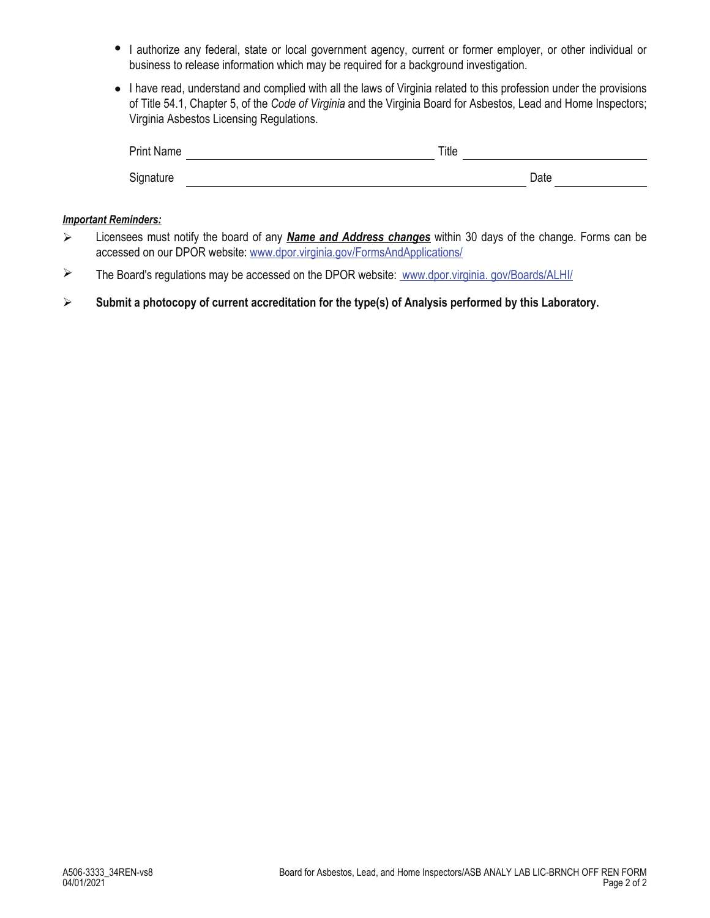- I authorize any federal, state or local government agency, current or former employer, or other individual or business to release information which may be required for a background investigation.
- I have read, understand and complied with all the laws of Virginia related to this profession under the provisions of Title 54.1, Chapter 5, of the *Code of Virginia* and the Virginia Board for Asbestos, Lead and Home Inspectors; Virginia Asbestos Licensing Regulations.

Print Name ______________________________ Title ______________________

Signature ______________________________________ Date ____________

***Important Reminders:***

- Licensees must notify the board of any ***Name and Address changes*** within 30 days of the change. Forms can be accessed on our DPOR website: www.dpor.virginia.gov/FormsAndApplications/
- The Board's regulations may be accessed on the DPOR website: www.dpor.virginia. gov/Boards/ALHI/
- **Submit a photocopy of current accreditation for the type(s) of Analysis performed by this Laboratory.**

A506-3333_34REN-vs8
04/01/2021

Board for Asbestos, Lead, and Home Inspectors/ASB ANALY LAB LIC-BRNCH OFF REN FORM